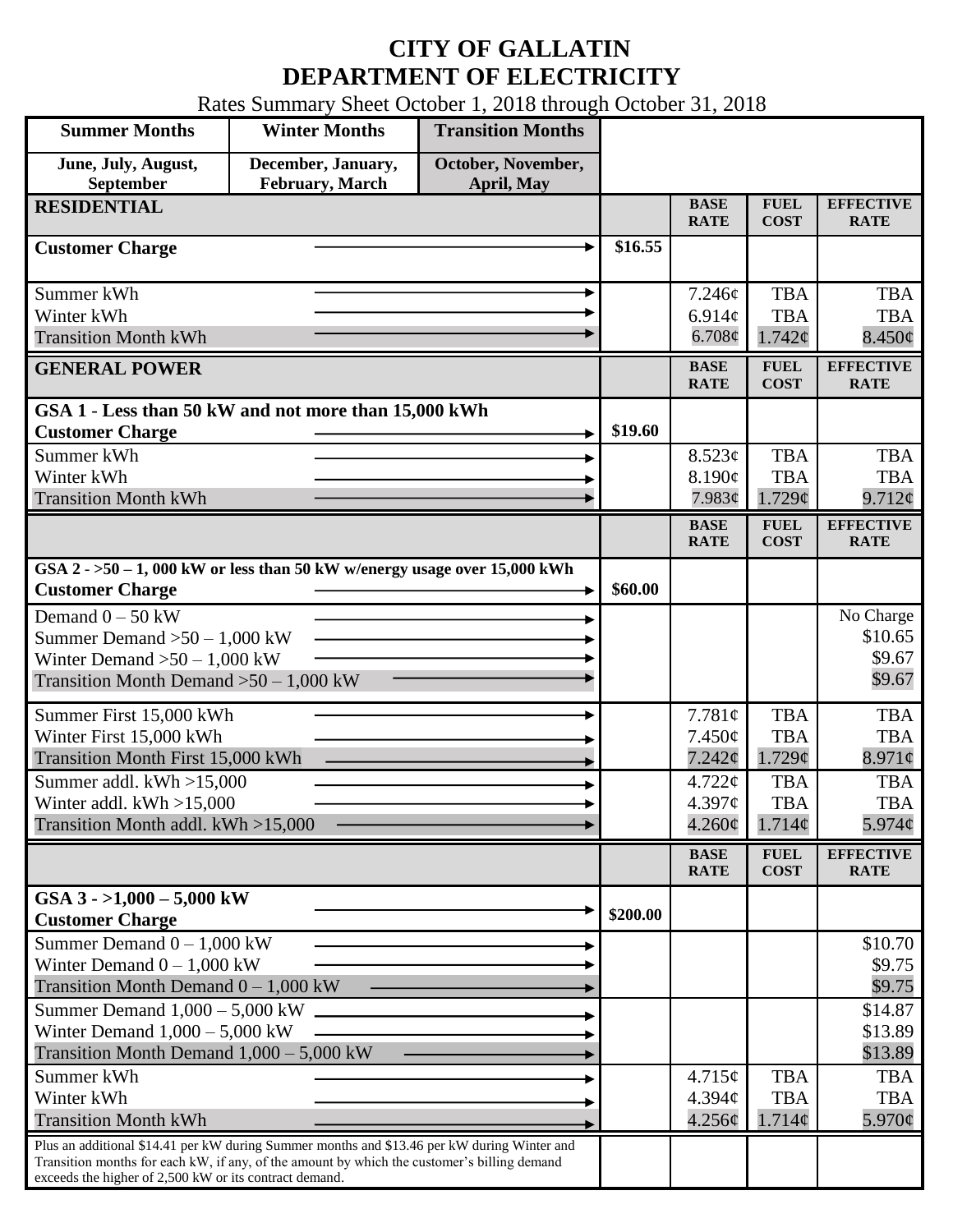# CITY OF GALLATIN
# DEPARTMENT OF ELECTRICITY

Rates Summary Sheet October 1, 2018 through October 31, 2018

| Summer Months | Winter Months | Transition Months |
|---|---|---|
| June, July, August, September | December, January, February, March | October, November, April, May |

| RESIDENTIAL | | BASE RATE | FUEL COST | EFFECTIVE RATE |
|---|---|---|---|---|
| **Customer Charge** | $16.55 | | | |
| Summer kWh | | 7.246¢ | TBA | TBA |
| Winter kWh | | 6.914¢ | TBA | TBA |
| Transition Month kWh | | 6.708¢ | 1.742¢ | 8.450¢ |

| GENERAL POWER | | BASE RATE | FUEL COST | EFFECTIVE RATE |
|---|---|---|---|---|
| **GSA 1 - Less than 50 kW and not more than 15,000 kWh** | | | | |
| **Customer Charge** | $19.60 | | | |
| Summer kWh | | 8.523¢ | TBA | TBA |
| Winter kWh | | 8.190¢ | TBA | TBA |
| Transition Month kWh | | 7.983¢ | 1.729¢ | 9.712¢ |

| | | BASE RATE | FUEL COST | EFFECTIVE RATE |
|---|---|---|---|---|
| **GSA 2 - >50 – 1, 000 kW or less than 50 kW w/energy usage over 15,000 kWh** | | | | |
| **Customer Charge** | $60.00 | | | |
| Demand 0 – 50 kW | | | | No Charge |
| Summer Demand >50 – 1,000 kW | | | | $10.65 |
| Winter Demand >50 – 1,000 kW | | | | $9.67 |
| Transition Month Demand >50 – 1,000 kW | | | | $9.67 |
| Summer First 15,000 kWh | | 7.781¢ | TBA | TBA |
| Winter First 15,000 kWh | | 7.450¢ | TBA | TBA |
| Transition Month First 15,000 kWh | | 7.242¢ | 1.729¢ | 8.971¢ |
| Summer addl. kWh >15,000 | | 4.722¢ | TBA | TBA |
| Winter addl. kWh >15,000 | | 4.397¢ | TBA | TBA |
| Transition Month addl. kWh >15,000 | | 4.260¢ | 1.714¢ | 5.974¢ |

| | | BASE RATE | FUEL COST | EFFECTIVE RATE |
|---|---|---|---|---|
| **GSA 3 - >1,000 – 5,000 kW** | | | | |
| **Customer Charge** | $200.00 | | | |
| Summer Demand 0 – 1,000 kW | | | | $10.70 |
| Winter Demand 0 – 1,000 kW | | | | $9.75 |
| Transition Month Demand 0 – 1,000 kW | | | | $9.75 |
| Summer Demand 1,000 – 5,000 kW | | | | $14.87 |
| Winter Demand 1,000 – 5,000 kW | | | | $13.89 |
| Transition Month Demand 1,000 – 5,000 kW | | | | $13.89 |
| Summer kWh | | 4.715¢ | TBA | TBA |
| Winter kWh | | 4.394¢ | TBA | TBA |
| Transition Month kWh | | 4.256¢ | 1.714¢ | 5.970¢ |
| Plus an additional $14.41 per kW during Summer months and $13.46 per kW during Winter and Transition months for each kW, if any, of the amount by which the customer's billing demand exceeds the higher of 2,500 kW or its contract demand. | | | | |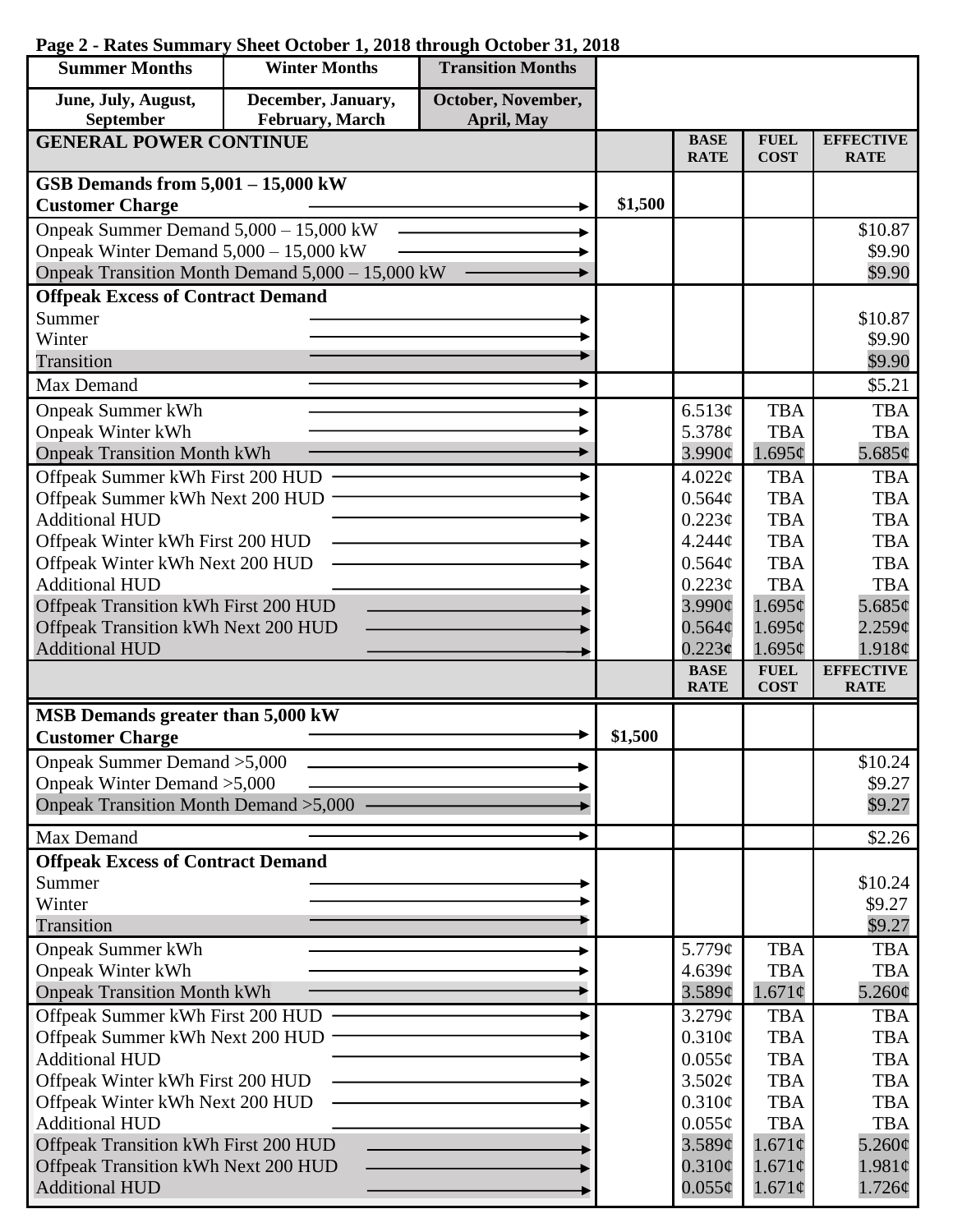**Page 2 - Rates Summary Sheet October 1, 2018 through October 31, 2018**

| Summer Months | Winter Months | Transition Months | | | | |
|---|---|---|---|---|---|---|
| June, July, August, September | December, January, February, March | October, November, April, May | | | | |
| **GENERAL POWER CONTINUE** | | | | **BASE RATE** | **FUEL COST** | **EFFECTIVE RATE** |
| **GSB Demands from 5,001 – 15,000 kW** | | | | | | |
| **Customer Charge** | | | $1,500 | | | |
| Onpeak Summer Demand 5,000 – 15,000 kW | | | | | | $10.87 |
| Onpeak Winter Demand 5,000 – 15,000 kW | | | | | | $9.90 |
| Onpeak Transition Month Demand 5,000 – 15,000 kW | | | | | | $9.90 |
| **Offpeak Excess of Contract Demand** | | | | | | |
| Summer | | | | | | $10.87 |
| Winter | | | | | | $9.90 |
| Transition | | | | | | $9.90 |
| Max Demand | | | | | | $5.21 |
| Onpeak Summer kWh | | | | 6.513¢ | TBA | TBA |
| Onpeak Winter kWh | | | | 5.378¢ | TBA | TBA |
| Onpeak Transition Month kWh | | | | 3.990¢ | 1.695¢ | 5.685¢ |
| Offpeak Summer kWh First 200 HUD | | | | 4.022¢ | TBA | TBA |
| Offpeak Summer kWh Next 200 HUD | | | | 0.564¢ | TBA | TBA |
| Additional HUD | | | | 0.223¢ | TBA | TBA |
| Offpeak Winter kWh First 200 HUD | | | | 4.244¢ | TBA | TBA |
| Offpeak Winter kWh Next 200 HUD | | | | 0.564¢ | TBA | TBA |
| Additional HUD | | | | 0.223¢ | TBA | TBA |
| Offpeak Transition kWh First 200 HUD | | | | 3.990¢ | 1.695¢ | 5.685¢ |
| Offpeak Transition kWh Next 200 HUD | | | | 0.564¢ | 1.695¢ | 2.259¢ |
| Additional HUD | | | | 0.223¢ | 1.695¢ | 1.918¢ |
| | | | | **BASE RATE** | **FUEL COST** | **EFFECTIVE RATE** |
| **MSB Demands greater than 5,000 kW** | | | | | | |
| **Customer Charge** | | | $1,500 | | | |
| Onpeak Summer Demand >5,000 | | | | | | $10.24 |
| Onpeak Winter Demand >5,000 | | | | | | $9.27 |
| Onpeak Transition Month Demand >5,000 | | | | | | $9.27 |
| Max Demand | | | | | | $2.26 |
| **Offpeak Excess of Contract Demand** | | | | | | |
| Summer | | | | | | $10.24 |
| Winter | | | | | | $9.27 |
| Transition | | | | | | $9.27 |
| Onpeak Summer kWh | | | | 5.779¢ | TBA | TBA |
| Onpeak Winter kWh | | | | 4.639¢ | TBA | TBA |
| Onpeak Transition Month kWh | | | | 3.589¢ | 1.671¢ | 5.260¢ |
| Offpeak Summer kWh First 200 HUD | | | | 3.279¢ | TBA | TBA |
| Offpeak Summer kWh Next 200 HUD | | | | 0.310¢ | TBA | TBA |
| Additional HUD | | | | 0.055¢ | TBA | TBA |
| Offpeak Winter kWh First 200 HUD | | | | 3.502¢ | TBA | TBA |
| Offpeak Winter kWh Next 200 HUD | | | | 0.310¢ | TBA | TBA |
| Additional HUD | | | | 0.055¢ | TBA | TBA |
| Offpeak Transition kWh First 200 HUD | | | | 3.589¢ | 1.671¢ | 5.260¢ |
| Offpeak Transition kWh Next 200 HUD | | | | 0.310¢ | 1.671¢ | 1.981¢ |
| Additional HUD | | | | 0.055¢ | 1.671¢ | 1.726¢ |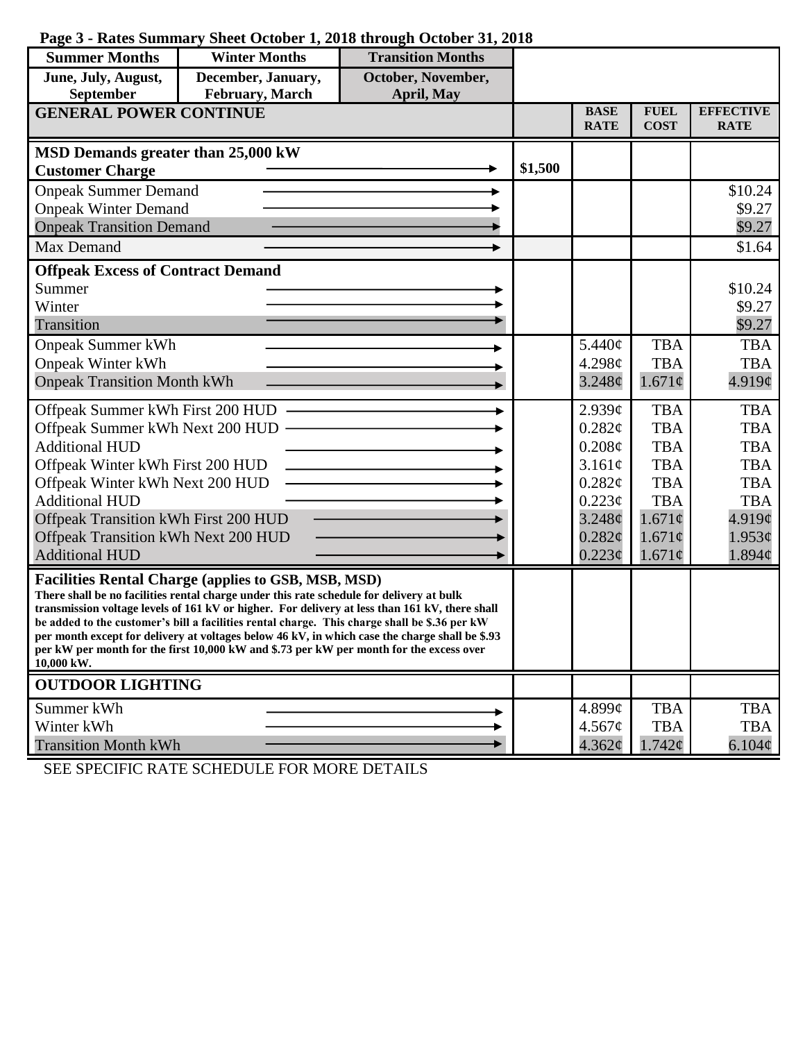**Page 3 - Rates Summary Sheet October 1, 2018 through October 31, 2018**

| Summer Months | Winter Months | Transition Months |
|---|---|---|
| June, July, August, September | December, January, February, March | October, November, April, May |

| GENERAL POWER CONTINUE | | BASE RATE | FUEL COST | EFFECTIVE RATE |
|---|---|---|---|---|
| **MSD Demands greater than 25,000 kW** | | | | |
| **Customer Charge** | $1,500 | | | |
| Onpeak Summer Demand | | | | $10.24 |
| Onpeak Winter Demand | | | | $9.27 |
| Onpeak Transition Demand | | | | $9.27 |
| Max Demand | | | | $1.64 |
| **Offpeak Excess of Contract Demand** | | | | |
| Summer | | | | $10.24 |
| Winter | | | | $9.27 |
| Transition | | | | $9.27 |
| Onpeak Summer kWh | | 5.440¢ | TBA | TBA |
| Onpeak Winter kWh | | 4.298¢ | TBA | TBA |
| Onpeak Transition Month kWh | | 3.248¢ | 1.671¢ | 4.919¢ |
| Offpeak Summer kWh First 200 HUD | | 2.939¢ | TBA | TBA |
| Offpeak Summer kWh Next 200 HUD | | 0.282¢ | TBA | TBA |
| Additional HUD | | 0.208¢ | TBA | TBA |
| Offpeak Winter kWh First 200 HUD | | 3.161¢ | TBA | TBA |
| Offpeak Winter kWh Next 200 HUD | | 0.282¢ | TBA | TBA |
| Additional HUD | | 0.223¢ | TBA | TBA |
| Offpeak Transition kWh First 200 HUD | | 3.248¢ | 1.671¢ | 4.919¢ |
| Offpeak Transition kWh Next 200 HUD | | 0.282¢ | 1.671¢ | 1.953¢ |
| Additional HUD | | 0.223¢ | 1.671¢ | 1.894¢ |
| **Facilities Rental Charge (applies to GSB, MSB, MSD)** There shall be no facilities rental charge under this rate schedule for delivery at bulk transmission voltage levels of 161 kV or higher. For delivery at less than 161 kV, there shall be added to the customer's bill a facilities rental charge. This charge shall be $.36 per kW per month except for delivery at voltages below 46 kV, in which case the charge shall be $.93 per kW per month for the first 10,000 kW and $.73 per kW per month for the excess over 10,000 kW. | | | | |
| **OUTDOOR LIGHTING** | | | | |
| Summer kWh | | 4.899¢ | TBA | TBA |
| Winter kWh | | 4.567¢ | TBA | TBA |
| Transition Month kWh | | 4.362¢ | 1.742¢ | 6.104¢ |

SEE SPECIFIC RATE SCHEDULE FOR MORE DETAILS